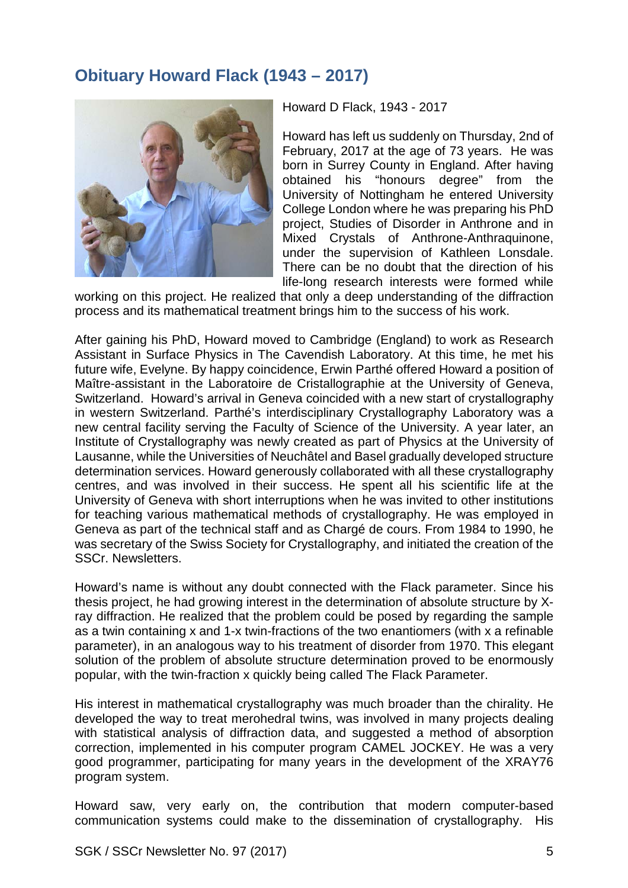## Obituary Howard Flack (1943 – 2017)

Howard D Flack, 1943 - 2017

Howard has left us suddenly on Thursday, 2nd of February, 2017 at the age of 73 years. He was born in Surrey County in England. After having obtained his "honours degree" from the University of Nottingham he entered University College London where he was preparing his PhD project, Studies of Disorder in Anthrone and in Mixed Crystals of Anthrone-Anthraquinone, under the supervision of Kathleen Lonsdale. There can be no doubt that the direction of his life-long research interests were formed while working on this project. He realized that only a deep understanding of the diffraction process and its mathematical treatment brings him to the success of his work.

After gaining his PhD, Howard moved to Cambridge (England) to work as Research Assistant in Surface Physics in The Cavendish Laboratory. At this time, he met his future wife, Evelyne. By happy coincidence, Erwin Parthé offered Howard a position of Maître-assistant in the Laboratoire de Cristallographie at the University of Geneva, Switzerland. Howard's arrival in Geneva coincided with a new start of crystallography in western Switzerland. Parthé's interdisciplinary Crystallography Laboratory was a new central facility serving the Faculty of Science of the University. A year later, an Institute of Crystallography was newly created as part of Physics at the University of Lausanne, while the Universities of Neuchâtel and Basel gradually developed structure determination services. Howard generously collaborated with all these crystallography centres, and was involved in their success. He spent all his scientific life at the University of Geneva with short interruptions when he was invited to other institutions for teaching various mathematical methods of crystallography. He was employed in Geneva as part of the technical staff and as Chargé de cours. From 1984 to 1990, he was secretary of the Swiss Society for Crystallography, and initiated the creation of the SSCr. Newsletters.

Howard's name is without any doubt connected with the Flack parameter. Since his thesis project, he had growing interest in the determination of absolute structure by X-ray diffraction. He realized that the problem could be posed by regarding the sample as a twin containing x and 1-x twin-fractions of the two enantiomers (with x a refinable parameter), in an analogous way to his treatment of disorder from 1970. This elegant solution of the problem of absolute structure determination proved to be enormously popular, with the twin-fraction x quickly being called The Flack Parameter.

His interest in mathematical crystallography was much broader than the chirality. He developed the way to treat merohedral twins, was involved in many projects dealing with statistical analysis of diffraction data, and suggested a method of absorption correction, implemented in his computer program CAMEL JOCKEY. He was a very good programmer, participating for many years in the development of the XRAY76 program system.

Howard saw, very early on, the contribution that modern computer-based communication systems could make to the dissemination of crystallography. His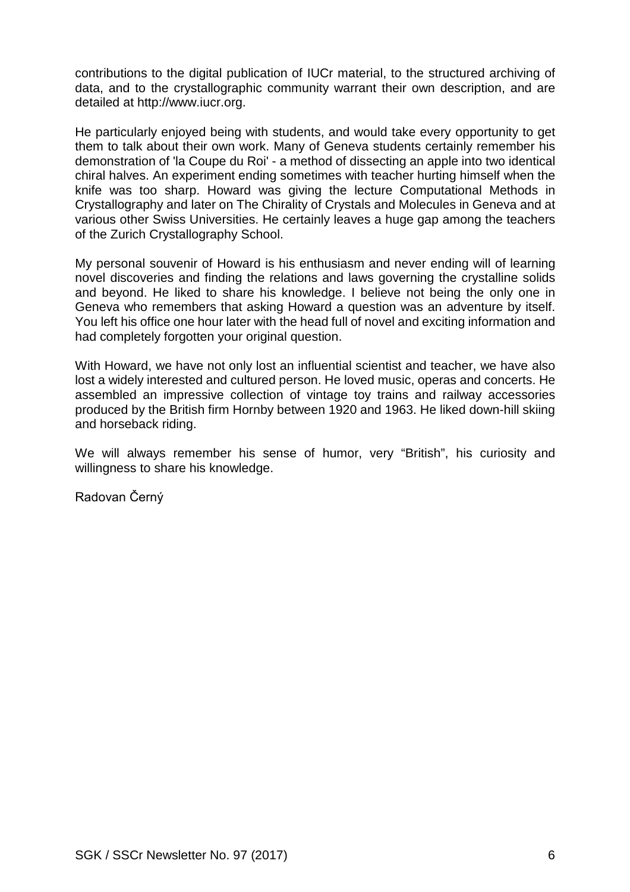contributions to the digital publication of IUCr material, to the structured archiving of data, and to the crystallographic community warrant their own description, and are detailed at http://www.iucr.org.

He particularly enjoyed being with students, and would take every opportunity to get them to talk about their own work. Many of Geneva students certainly remember his demonstration of 'la Coupe du Roi' - a method of dissecting an apple into two identical chiral halves. An experiment ending sometimes with teacher hurting himself when the knife was too sharp. Howard was giving the lecture Computational Methods in Crystallography and later on The Chirality of Crystals and Molecules in Geneva and at various other Swiss Universities. He certainly leaves a huge gap among the teachers of the Zurich Crystallography School.

My personal souvenir of Howard is his enthusiasm and never ending will of learning novel discoveries and finding the relations and laws governing the crystalline solids and beyond. He liked to share his knowledge. I believe not being the only one in Geneva who remembers that asking Howard a question was an adventure by itself. You left his office one hour later with the head full of novel and exciting information and had completely forgotten your original question.

With Howard, we have not only lost an influential scientist and teacher, we have also lost a widely interested and cultured person. He loved music, operas and concerts. He assembled an impressive collection of vintage toy trains and railway accessories produced by the British firm Hornby between 1920 and 1963. He liked down-hill skiing and horseback riding.

We will always remember his sense of humor, very “British”, his curiosity and willingness to share his knowledge.

Radovan Černý